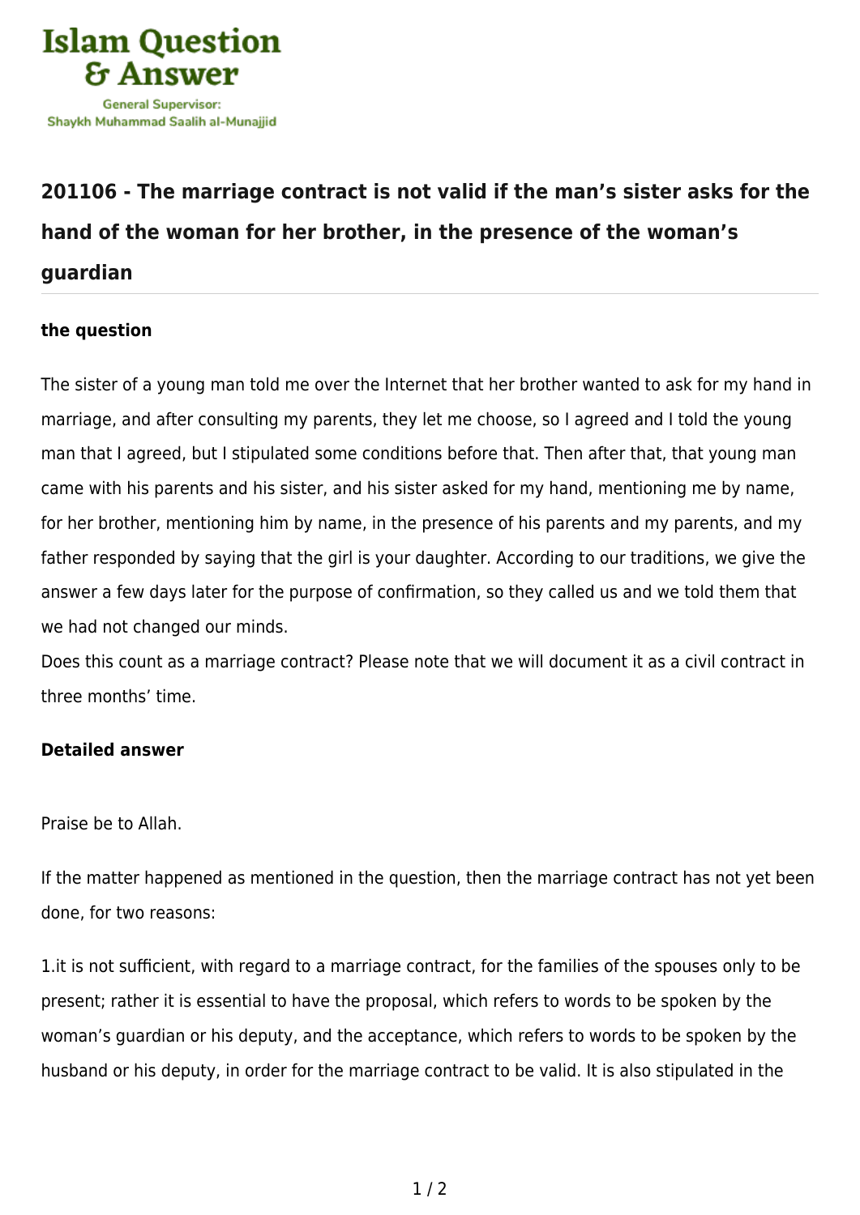# 201106 - The marriage contract is not valid if the man's sister asks for the hand of the woman for her brother, in the presence of the woman's guardian

### the question

The sister of a young man told me over the Internet that her brother wanted to ask for my hand in marriage, and after consulting my parents, they let me choose, so I agreed and I told the young man that I agreed, but I stipulated some conditions before that. Then after that, that young man came with his parents and his sister, and his sister asked for my hand, mentioning me by name, for her brother, mentioning him by name, in the presence of his parents and my parents, and my father responded by saying that the girl is your daughter. According to our traditions, we give the answer a few days later for the purpose of confirmation, so they called us and we told them that we had not changed our minds.

Does this count as a marriage contract? Please note that we will document it as a civil contract in three months' time.

### Detailed answer

Praise be to Allah.

If the matter happened as mentioned in the question, then the marriage contract has not yet been done, for two reasons:

1.it is not sufficient, with regard to a marriage contract, for the families of the spouses only to be present; rather it is essential to have the proposal, which refers to words to be spoken by the woman's guardian or his deputy, and the acceptance, which refers to words to be spoken by the husband or his deputy, in order for the marriage contract to be valid. It is also stipulated in the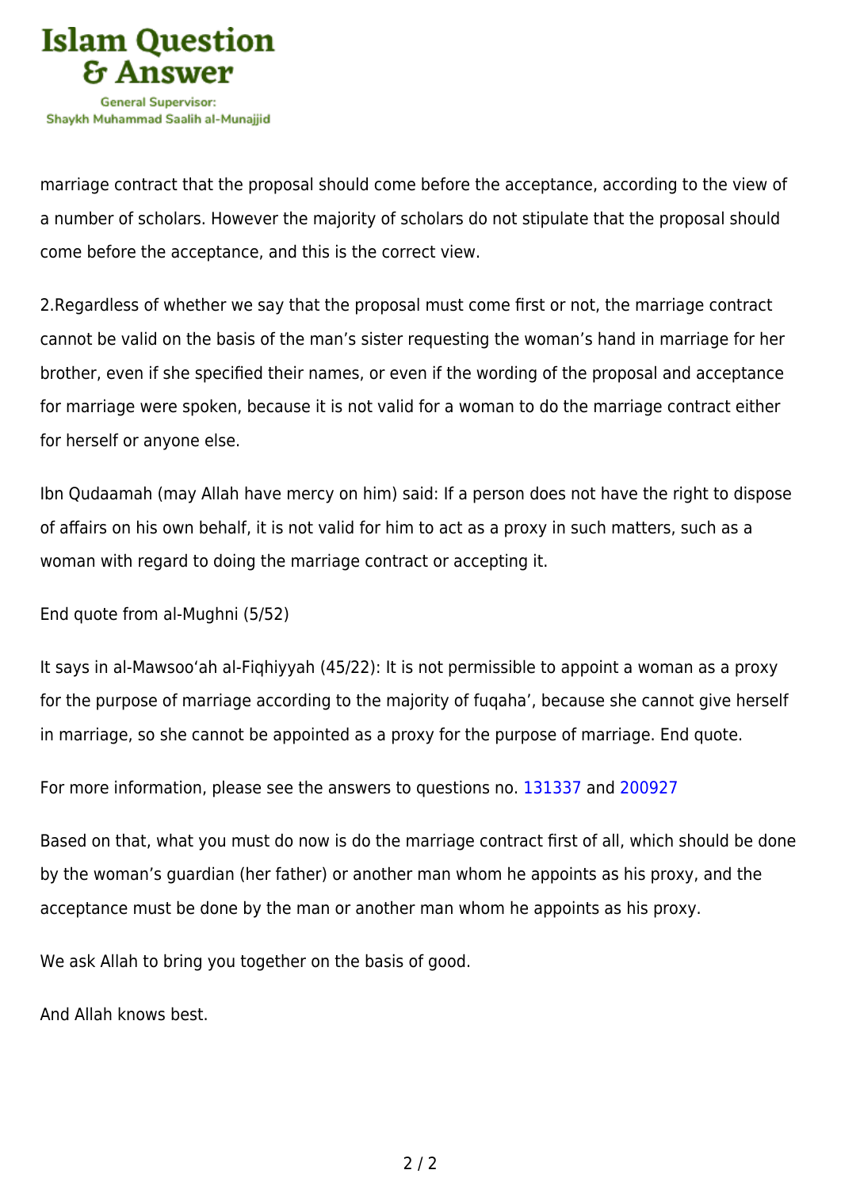marriage contract that the proposal should come before the acceptance, according to the view of a number of scholars. However the majority of scholars do not stipulate that the proposal should come before the acceptance, and this is the correct view.

2.Regardless of whether we say that the proposal must come first or not, the marriage contract cannot be valid on the basis of the man's sister requesting the woman's hand in marriage for her brother, even if she specified their names, or even if the wording of the proposal and acceptance for marriage were spoken, because it is not valid for a woman to do the marriage contract either for herself or anyone else.

Ibn Qudaamah (may Allah have mercy on him) said: If a person does not have the right to dispose of affairs on his own behalf, it is not valid for him to act as a proxy in such matters, such as a woman with regard to doing the marriage contract or accepting it.

End quote from al-Mughni (5/52)

It says in al-Mawsoo'ah al-Fiqhiyyah (45/22): It is not permissible to appoint a woman as a proxy for the purpose of marriage according to the majority of fuqaha', because she cannot give herself in marriage, so she cannot be appointed as a proxy for the purpose of marriage. End quote.

For more information, please see the answers to questions no. 131337 and 200927

Based on that, what you must do now is do the marriage contract first of all, which should be done by the woman's guardian (her father) or another man whom he appoints as his proxy, and the acceptance must be done by the man or another man whom he appoints as his proxy.

We ask Allah to bring you together on the basis of good.

And Allah knows best.